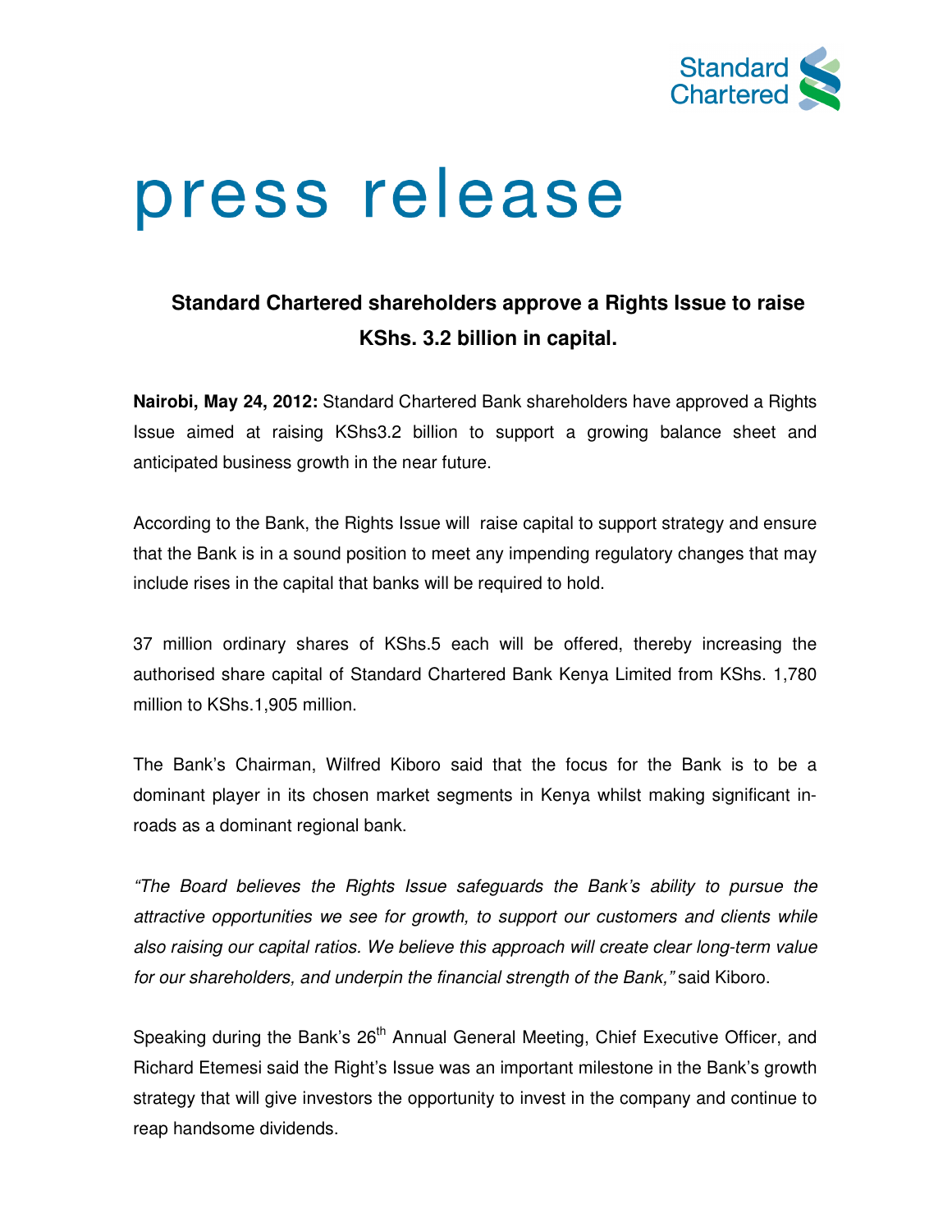# press release

## Standard Chartered shareholders approve a Rights Issue to raise KShs. 3.2 billion in capital.

**Nairobi, May 24, 2012:** Standard Chartered Bank shareholders have approved a Rights Issue aimed at raising KShs3.2 billion to support a growing balance sheet and anticipated business growth in the near future.

According to the Bank, the Rights Issue will raise capital to support strategy and ensure that the Bank is in a sound position to meet any impending regulatory changes that may include rises in the capital that banks will be required to hold.

37 million ordinary shares of KShs.5 each will be offered, thereby increasing the authorised share capital of Standard Chartered Bank Kenya Limited from KShs. 1,780 million to KShs.1,905 million.

The Bank's Chairman, Wilfred Kiboro said that the focus for the Bank is to be a dominant player in its chosen market segments in Kenya whilst making significant in-roads as a dominant regional bank.

*"The Board believes the Rights Issue safeguards the Bank's ability to pursue the attractive opportunities we see for growth, to support our customers and clients while also raising our capital ratios. We believe this approach will create clear long-term value for our shareholders, and underpin the financial strength of the Bank,"* said Kiboro.

Speaking during the Bank's 26th Annual General Meeting, Chief Executive Officer, and Richard Etemesi said the Right's Issue was an important milestone in the Bank's growth strategy that will give investors the opportunity to invest in the company and continue to reap handsome dividends.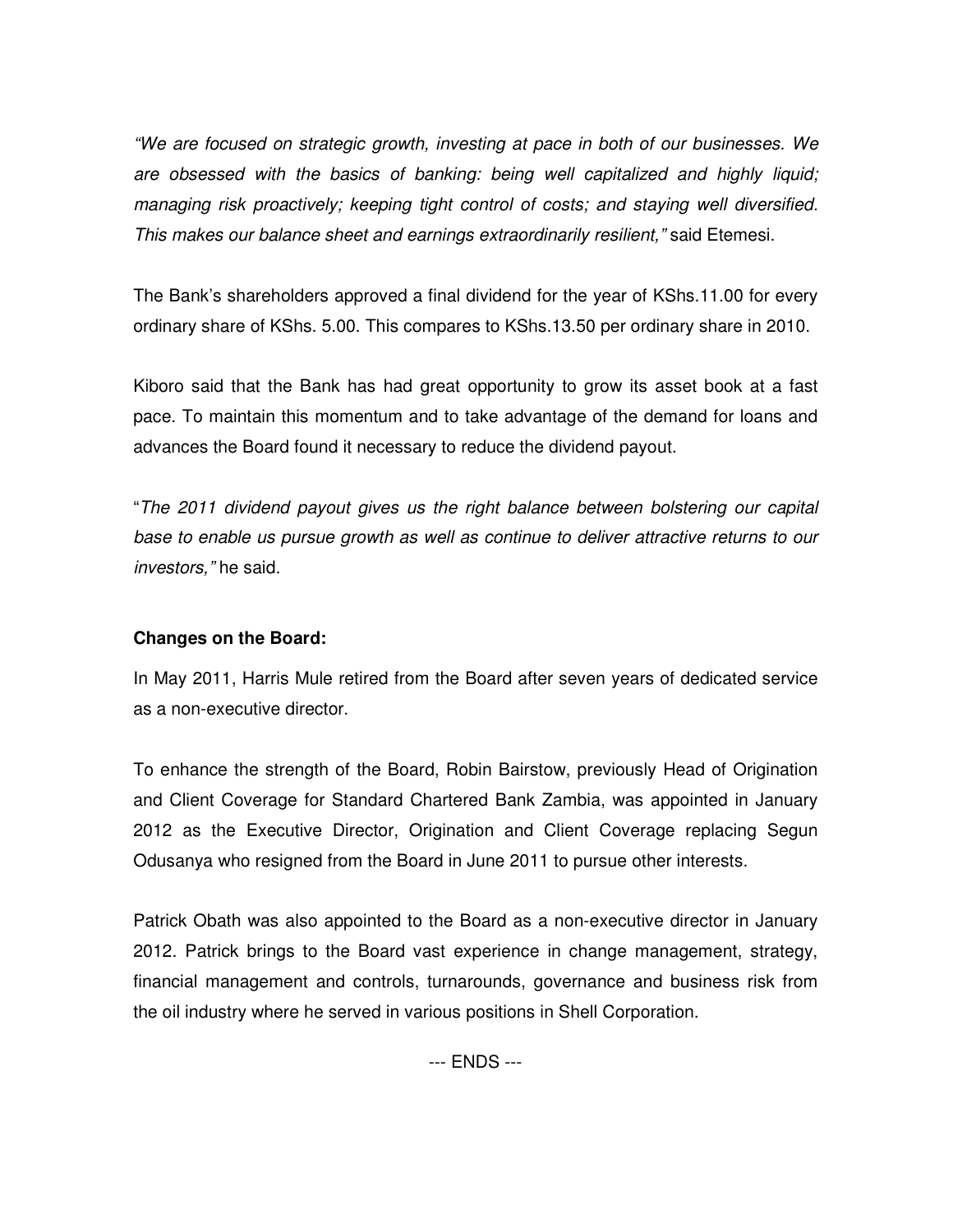*"We are focused on strategic growth, investing at pace in both of our businesses. We are obsessed with the basics of banking: being well capitalized and highly liquid; managing risk proactively; keeping tight control of costs; and staying well diversified. This makes our balance sheet and earnings extraordinarily resilient,"* said Etemesi.

The Bank's shareholders approved a final dividend for the year of KShs.11.00 for every ordinary share of KShs. 5.00. This compares to KShs.13.50 per ordinary share in 2010.

Kiboro said that the Bank has had great opportunity to grow its asset book at a fast pace. To maintain this momentum and to take advantage of the demand for loans and advances the Board found it necessary to reduce the dividend payout.

"*The 2011 dividend payout gives us the right balance between bolstering our capital base to enable us pursue growth as well as continue to deliver attractive returns to our investors,"* he said.

**Changes on the Board:**

In May 2011, Harris Mule retired from the Board after seven years of dedicated service as a non-executive director.

To enhance the strength of the Board, Robin Bairstow, previously Head of Origination and Client Coverage for Standard Chartered Bank Zambia, was appointed in January 2012 as the Executive Director, Origination and Client Coverage replacing Segun Odusanya who resigned from the Board in June 2011 to pursue other interests.

Patrick Obath was also appointed to the Board as a non-executive director in January 2012. Patrick brings to the Board vast experience in change management, strategy, financial management and controls, turnarounds, governance and business risk from the oil industry where he served in various positions in Shell Corporation.

--- ENDS ---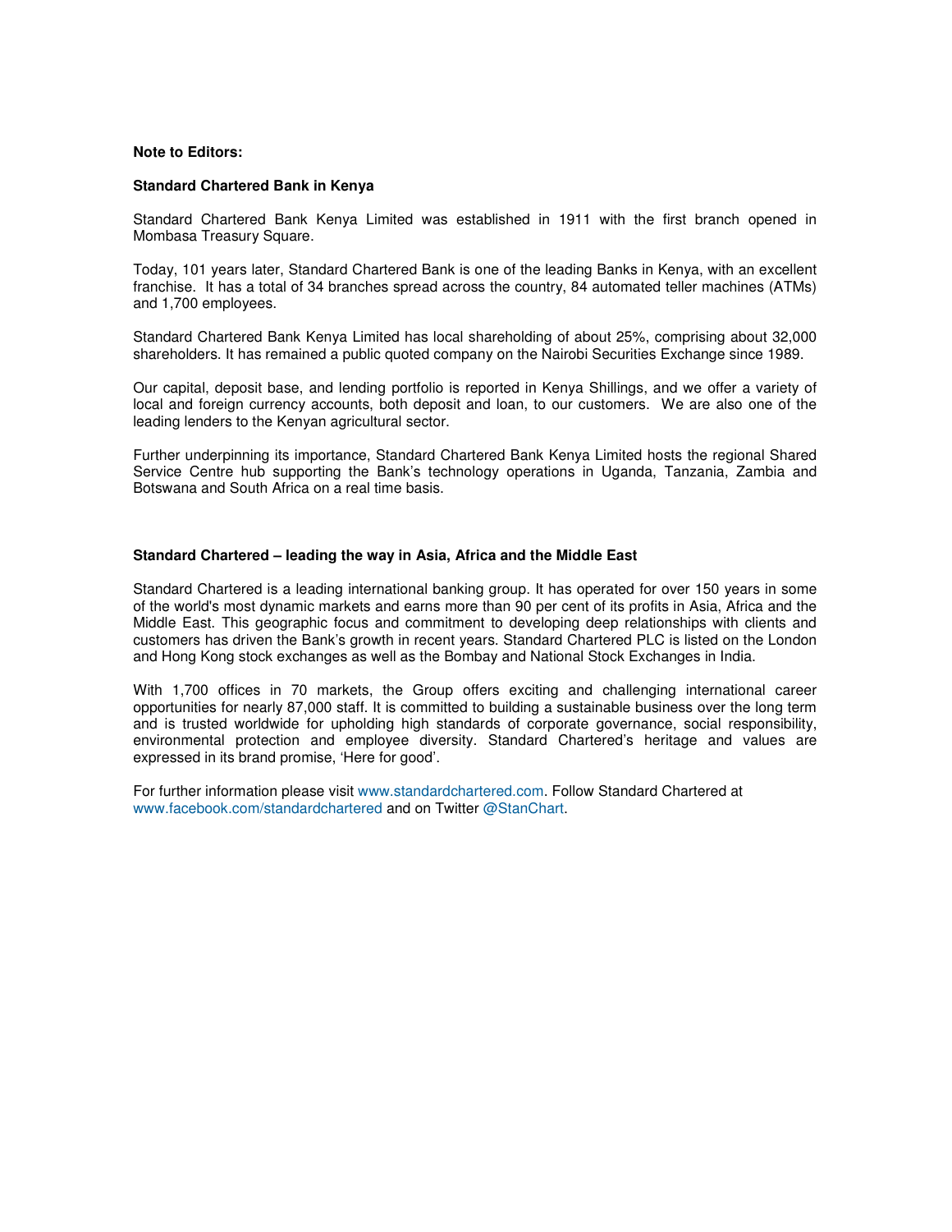**Note to Editors:**

**Standard Chartered Bank in Kenya**

Standard Chartered Bank Kenya Limited was established in 1911 with the first branch opened in Mombasa Treasury Square.

Today, 101 years later, Standard Chartered Bank is one of the leading Banks in Kenya, with an excellent franchise. It has a total of 34 branches spread across the country, 84 automated teller machines (ATMs) and 1,700 employees.

Standard Chartered Bank Kenya Limited has local shareholding of about 25%, comprising about 32,000 shareholders. It has remained a public quoted company on the Nairobi Securities Exchange since 1989.

Our capital, deposit base, and lending portfolio is reported in Kenya Shillings, and we offer a variety of local and foreign currency accounts, both deposit and loan, to our customers. We are also one of the leading lenders to the Kenyan agricultural sector.

Further underpinning its importance, Standard Chartered Bank Kenya Limited hosts the regional Shared Service Centre hub supporting the Bank's technology operations in Uganda, Tanzania, Zambia and Botswana and South Africa on a real time basis.

**Standard Chartered – leading the way in Asia, Africa and the Middle East**

Standard Chartered is a leading international banking group. It has operated for over 150 years in some of the world's most dynamic markets and earns more than 90 per cent of its profits in Asia, Africa and the Middle East. This geographic focus and commitment to developing deep relationships with clients and customers has driven the Bank's growth in recent years. Standard Chartered PLC is listed on the London and Hong Kong stock exchanges as well as the Bombay and National Stock Exchanges in India.

With 1,700 offices in 70 markets, the Group offers exciting and challenging international career opportunities for nearly 87,000 staff. It is committed to building a sustainable business over the long term and is trusted worldwide for upholding high standards of corporate governance, social responsibility, environmental protection and employee diversity. Standard Chartered's heritage and values are expressed in its brand promise, 'Here for good'.

For further information please visit www.standardchartered.com. Follow Standard Chartered at www.facebook.com/standardchartered and on Twitter @StanChart.